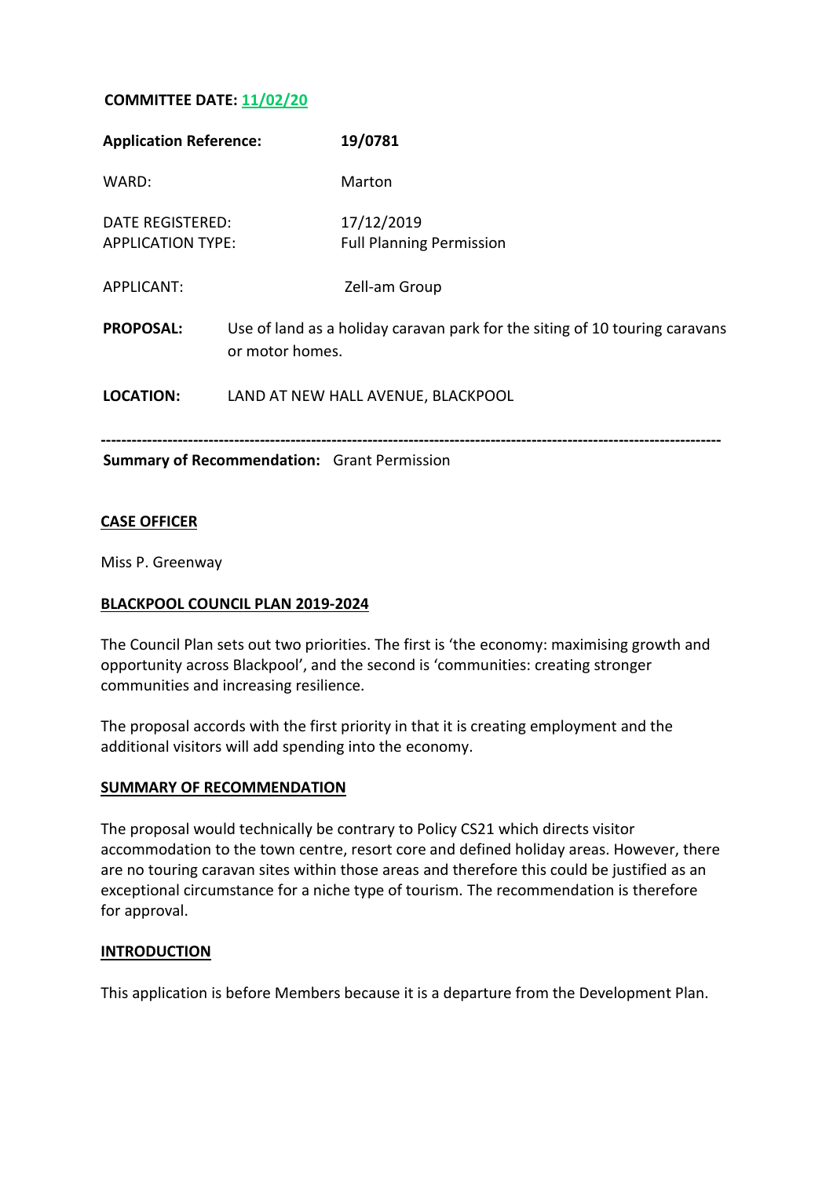**COMMITTEE DATE: 11/02/20**

| | | |
|---|---|---|
| **Application Reference:** | | **19/0781** |
| WARD: | | Marton |
| DATE REGISTERED: | | 17/12/2019 |
| APPLICATION TYPE: | | Full Planning Permission |
| APPLICANT: | | Zell-am Group |

**PROPOSAL:** Use of land as a holiday caravan park for the siting of 10 touring caravans or motor homes.

**LOCATION:** LAND AT NEW HALL AVENUE, BLACKPOOL

---

**Summary of Recommendation:** Grant Permission

## CASE OFFICER

Miss P. Greenway

## BLACKPOOL COUNCIL PLAN 2019-2024

The Council Plan sets out two priorities. The first is 'the economy: maximising growth and opportunity across Blackpool', and the second is 'communities: creating stronger communities and increasing resilience.

The proposal accords with the first priority in that it is creating employment and the additional visitors will add spending into the economy.

## SUMMARY OF RECOMMENDATION

The proposal would technically be contrary to Policy CS21 which directs visitor accommodation to the town centre, resort core and defined holiday areas. However, there are no touring caravan sites within those areas and therefore this could be justified as an exceptional circumstance for a niche type of tourism. The recommendation is therefore for approval.

## INTRODUCTION

This application is before Members because it is a departure from the Development Plan.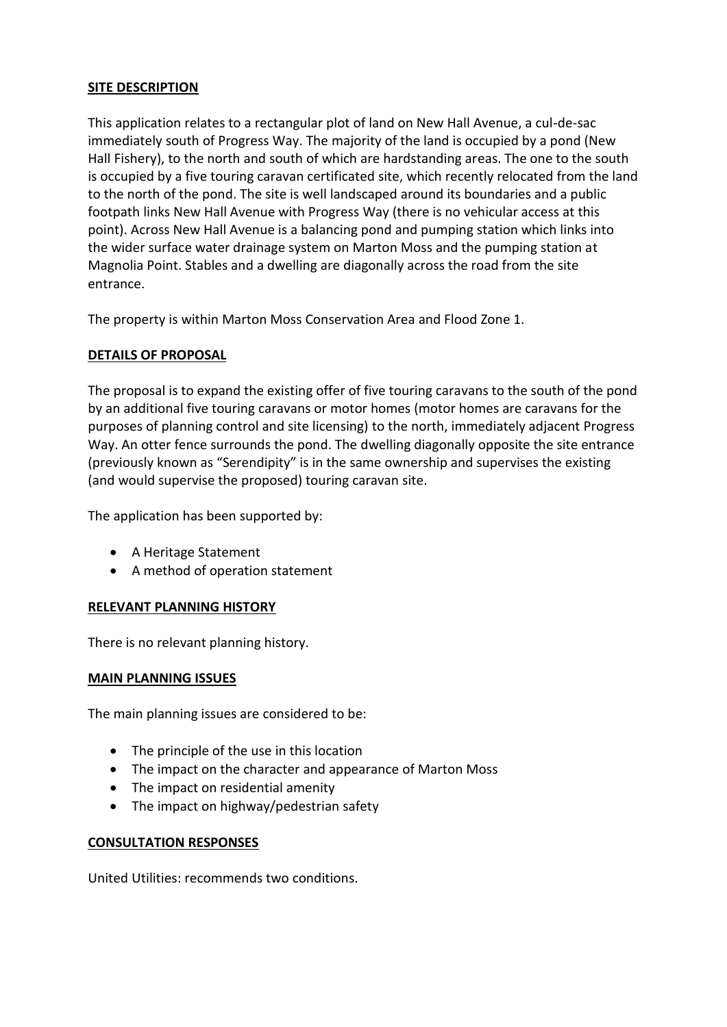**SITE DESCRIPTION**

This application relates to a rectangular plot of land on New Hall Avenue, a cul-de-sac immediately south of Progress Way. The majority of the land is occupied by a pond (New Hall Fishery), to the north and south of which are hardstanding areas. The one to the south is occupied by a five touring caravan certificated site, which recently relocated from the land to the north of the pond. The site is well landscaped around its boundaries and a public footpath links New Hall Avenue with Progress Way (there is no vehicular access at this point). Across New Hall Avenue is a balancing pond and pumping station which links into the wider surface water drainage system on Marton Moss and the pumping station at Magnolia Point. Stables and a dwelling are diagonally across the road from the site entrance.

The property is within Marton Moss Conservation Area and Flood Zone 1.

**DETAILS OF PROPOSAL**

The proposal is to expand the existing offer of five touring caravans to the south of the pond by an additional five touring caravans or motor homes (motor homes are caravans for the purposes of planning control and site licensing) to the north, immediately adjacent Progress Way. An otter fence surrounds the pond. The dwelling diagonally opposite the site entrance (previously known as "Serendipity" is in the same ownership and supervises the existing (and would supervise the proposed) touring caravan site.

The application has been supported by:

- A Heritage Statement
- A method of operation statement

**RELEVANT PLANNING HISTORY**

There is no relevant planning history.

**MAIN PLANNING ISSUES**

The main planning issues are considered to be:

- The principle of the use in this location
- The impact on the character and appearance of Marton Moss
- The impact on residential amenity
- The impact on highway/pedestrian safety

**CONSULTATION RESPONSES**

United Utilities: recommends two conditions.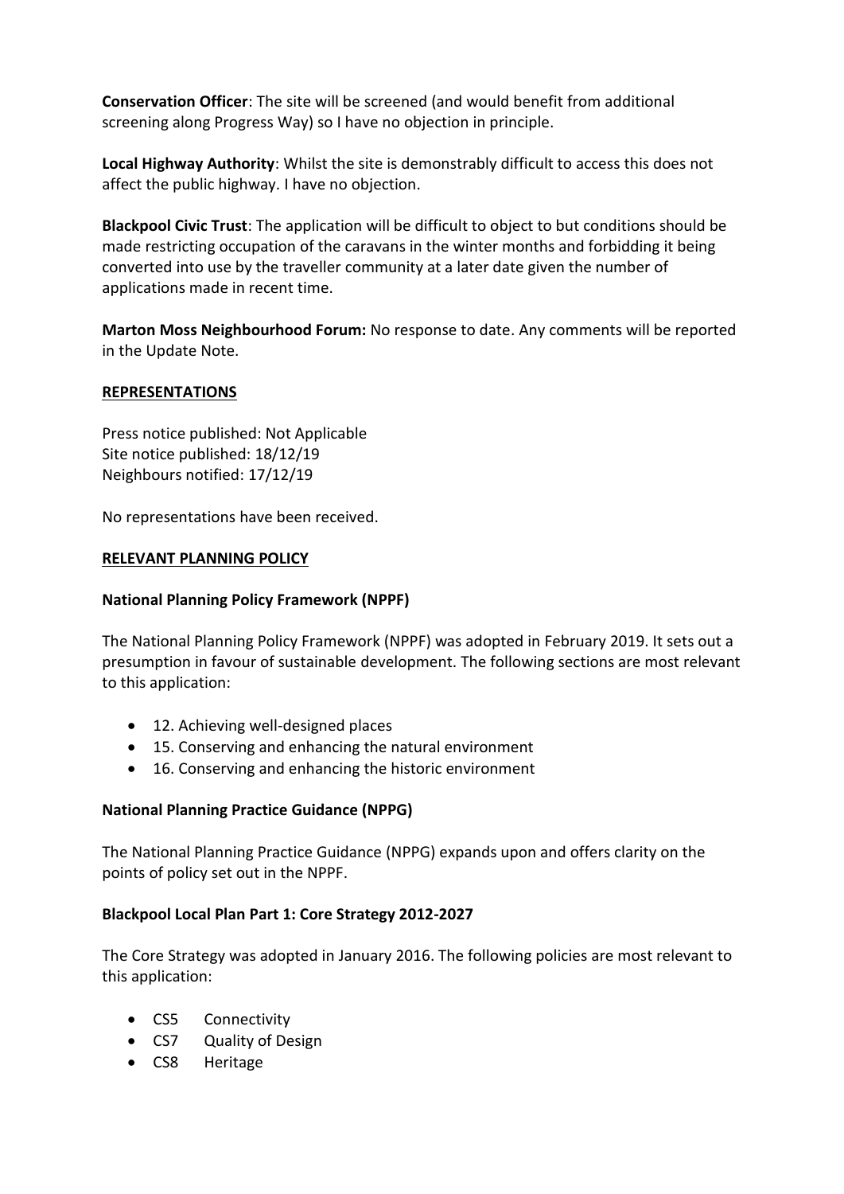**Conservation Officer**: The site will be screened (and would benefit from additional screening along Progress Way) so I have no objection in principle.

**Local Highway Authority**: Whilst the site is demonstrably difficult to access this does not affect the public highway. I have no objection.

**Blackpool Civic Trust**: The application will be difficult to object to but conditions should be made restricting occupation of the caravans in the winter months and forbidding it being converted into use by the traveller community at a later date given the number of applications made in recent time.

**Marton Moss Neighbourhood Forum:** No response to date. Any comments will be reported in the Update Note.

**REPRESENTATIONS**

Press notice published: Not Applicable
Site notice published: 18/12/19
Neighbours notified: 17/12/19

No representations have been received.

**RELEVANT PLANNING POLICY**

**National Planning Policy Framework (NPPF)**

The National Planning Policy Framework (NPPF) was adopted in February 2019. It sets out a presumption in favour of sustainable development. The following sections are most relevant to this application:

- 12. Achieving well-designed places
- 15. Conserving and enhancing the natural environment
- 16. Conserving and enhancing the historic environment

**National Planning Practice Guidance (NPPG)**

The National Planning Practice Guidance (NPPG) expands upon and offers clarity on the points of policy set out in the NPPF.

**Blackpool Local Plan Part 1: Core Strategy 2012-2027**

The Core Strategy was adopted in January 2016. The following policies are most relevant to this application:

- CS5 Connectivity
- CS7 Quality of Design
- CS8 Heritage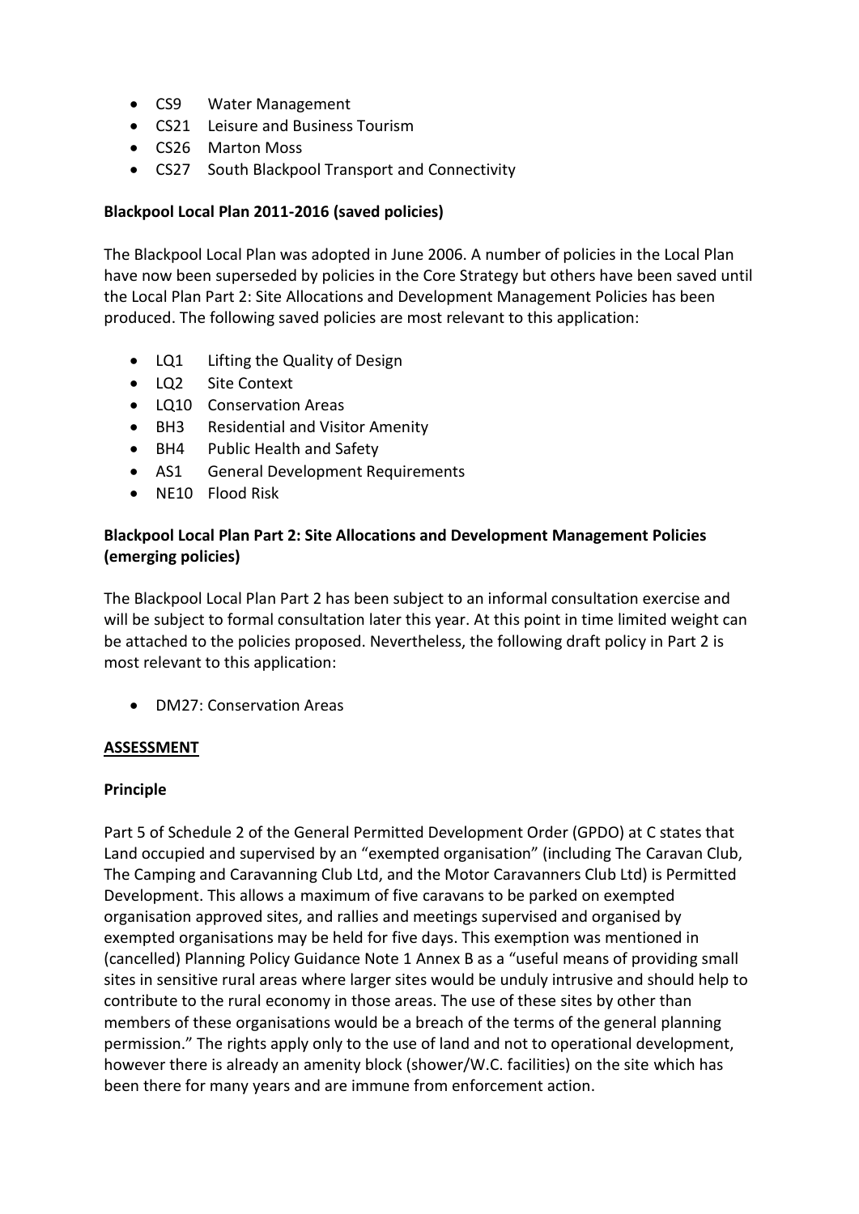- CS9 Water Management
- CS21 Leisure and Business Tourism
- CS26 Marton Moss
- CS27 South Blackpool Transport and Connectivity

**Blackpool Local Plan 2011-2016 (saved policies)**

The Blackpool Local Plan was adopted in June 2006. A number of policies in the Local Plan have now been superseded by policies in the Core Strategy but others have been saved until the Local Plan Part 2: Site Allocations and Development Management Policies has been produced. The following saved policies are most relevant to this application:

- LQ1 Lifting the Quality of Design
- LQ2 Site Context
- LQ10 Conservation Areas
- BH3 Residential and Visitor Amenity
- BH4 Public Health and Safety
- AS1 General Development Requirements
- NE10 Flood Risk

**Blackpool Local Plan Part 2: Site Allocations and Development Management Policies (emerging policies)**

The Blackpool Local Plan Part 2 has been subject to an informal consultation exercise and will be subject to formal consultation later this year. At this point in time limited weight can be attached to the policies proposed. Nevertheless, the following draft policy in Part 2 is most relevant to this application:

- DM27: Conservation Areas

**ASSESSMENT**

**Principle**

Part 5 of Schedule 2 of the General Permitted Development Order (GPDO) at C states that Land occupied and supervised by an "exempted organisation" (including The Caravan Club, The Camping and Caravanning Club Ltd, and the Motor Caravanners Club Ltd) is Permitted Development. This allows a maximum of five caravans to be parked on exempted organisation approved sites, and rallies and meetings supervised and organised by exempted organisations may be held for five days. This exemption was mentioned in (cancelled) Planning Policy Guidance Note 1 Annex B as a "useful means of providing small sites in sensitive rural areas where larger sites would be unduly intrusive and should help to contribute to the rural economy in those areas. The use of these sites by other than members of these organisations would be a breach of the terms of the general planning permission." The rights apply only to the use of land and not to operational development, however there is already an amenity block (shower/W.C. facilities) on the site which has been there for many years and are immune from enforcement action.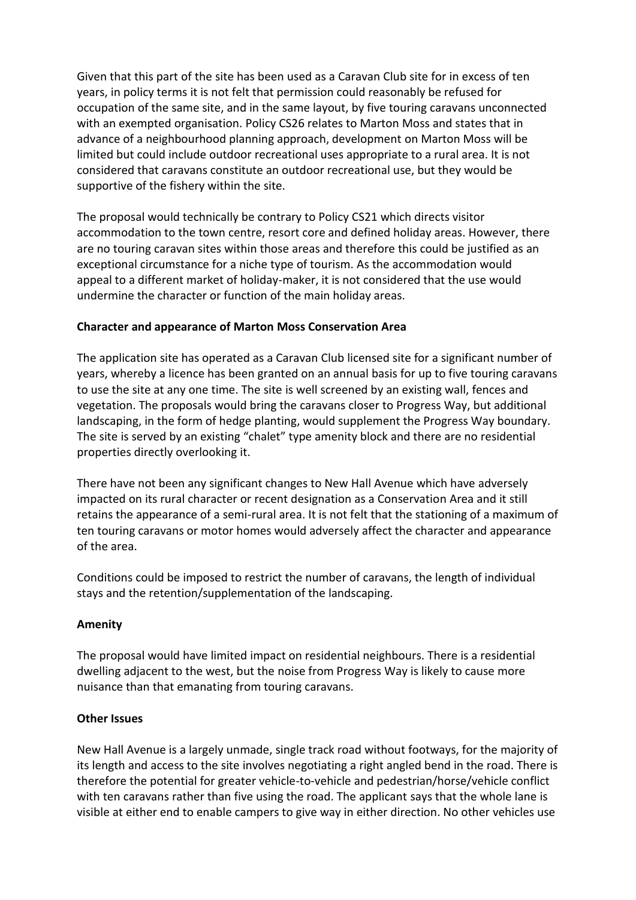Given that this part of the site has been used as a Caravan Club site for in excess of ten years, in policy terms it is not felt that permission could reasonably be refused for occupation of the same site, and in the same layout, by five touring caravans unconnected with an exempted organisation. Policy CS26 relates to Marton Moss and states that in advance of a neighbourhood planning approach, development on Marton Moss will be limited but could include outdoor recreational uses appropriate to a rural area. It is not considered that caravans constitute an outdoor recreational use, but they would be supportive of the fishery within the site.

The proposal would technically be contrary to Policy CS21 which directs visitor accommodation to the town centre, resort core and defined holiday areas. However, there are no touring caravan sites within those areas and therefore this could be justified as an exceptional circumstance for a niche type of tourism. As the accommodation would appeal to a different market of holiday-maker, it is not considered that the use would undermine the character or function of the main holiday areas.

**Character and appearance of Marton Moss Conservation Area**

The application site has operated as a Caravan Club licensed site for a significant number of years, whereby a licence has been granted on an annual basis for up to five touring caravans to use the site at any one time. The site is well screened by an existing wall, fences and vegetation. The proposals would bring the caravans closer to Progress Way, but additional landscaping, in the form of hedge planting, would supplement the Progress Way boundary. The site is served by an existing "chalet" type amenity block and there are no residential properties directly overlooking it.

There have not been any significant changes to New Hall Avenue which have adversely impacted on its rural character or recent designation as a Conservation Area and it still retains the appearance of a semi-rural area. It is not felt that the stationing of a maximum of ten touring caravans or motor homes would adversely affect the character and appearance of the area.

Conditions could be imposed to restrict the number of caravans, the length of individual stays and the retention/supplementation of the landscaping.

**Amenity**

The proposal would have limited impact on residential neighbours. There is a residential dwelling adjacent to the west, but the noise from Progress Way is likely to cause more nuisance than that emanating from touring caravans.

**Other Issues**

New Hall Avenue is a largely unmade, single track road without footways, for the majority of its length and access to the site involves negotiating a right angled bend in the road. There is therefore the potential for greater vehicle-to-vehicle and pedestrian/horse/vehicle conflict with ten caravans rather than five using the road. The applicant says that the whole lane is visible at either end to enable campers to give way in either direction. No other vehicles use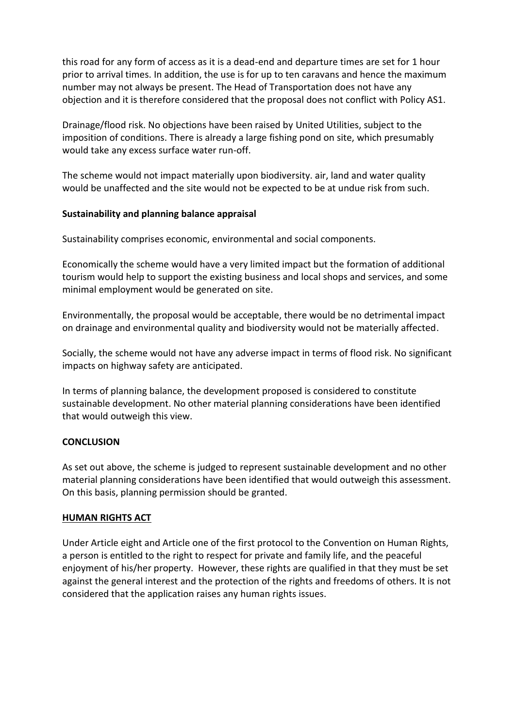this road for any form of access as it is a dead-end and departure times are set for 1 hour prior to arrival times. In addition, the use is for up to ten caravans and hence the maximum number may not always be present. The Head of Transportation does not have any objection and it is therefore considered that the proposal does not conflict with Policy AS1.

Drainage/flood risk. No objections have been raised by United Utilities, subject to the imposition of conditions. There is already a large fishing pond on site, which presumably would take any excess surface water run-off.

The scheme would not impact materially upon biodiversity. air, land and water quality would be unaffected and the site would not be expected to be at undue risk from such.

**Sustainability and planning balance appraisal**

Sustainability comprises economic, environmental and social components.

Economically the scheme would have a very limited impact but the formation of additional tourism would help to support the existing business and local shops and services, and some minimal employment would be generated on site.

Environmentally, the proposal would be acceptable, there would be no detrimental impact on drainage and environmental quality and biodiversity would not be materially affected.

Socially, the scheme would not have any adverse impact in terms of flood risk. No significant impacts on highway safety are anticipated.

In terms of planning balance, the development proposed is considered to constitute sustainable development. No other material planning considerations have been identified that would outweigh this view.

**CONCLUSION**

As set out above, the scheme is judged to represent sustainable development and no other material planning considerations have been identified that would outweigh this assessment. On this basis, planning permission should be granted.

**HUMAN RIGHTS ACT**

Under Article eight and Article one of the first protocol to the Convention on Human Rights, a person is entitled to the right to respect for private and family life, and the peaceful enjoyment of his/her property. However, these rights are qualified in that they must be set against the general interest and the protection of the rights and freedoms of others. It is not considered that the application raises any human rights issues.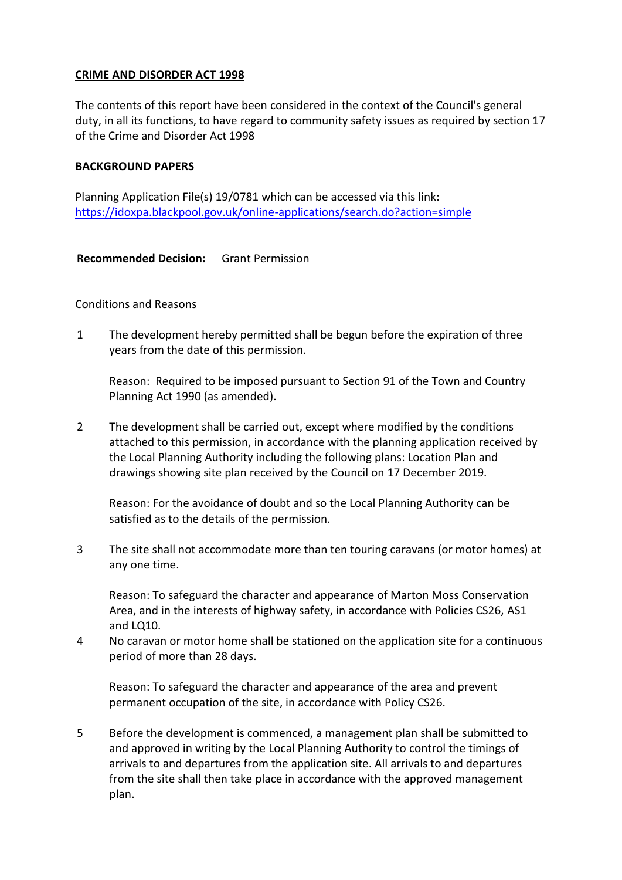**CRIME AND DISORDER ACT 1998**

The contents of this report have been considered in the context of the Council's general duty, in all its functions, to have regard to community safety issues as required by section 17 of the Crime and Disorder Act 1998

**BACKGROUND PAPERS**

Planning Application File(s) 19/0781 which can be accessed via this link: https://idoxpa.blackpool.gov.uk/online-applications/search.do?action=simple

**Recommended Decision:** Grant Permission

Conditions and Reasons

1. The development hereby permitted shall be begun before the expiration of three years from the date of this permission.

   Reason: Required to be imposed pursuant to Section 91 of the Town and Country Planning Act 1990 (as amended).

2. The development shall be carried out, except where modified by the conditions attached to this permission, in accordance with the planning application received by the Local Planning Authority including the following plans: Location Plan and drawings showing site plan received by the Council on 17 December 2019.

   Reason: For the avoidance of doubt and so the Local Planning Authority can be satisfied as to the details of the permission.

3. The site shall not accommodate more than ten touring caravans (or motor homes) at any one time.

   Reason: To safeguard the character and appearance of Marton Moss Conservation Area, and in the interests of highway safety, in accordance with Policies CS26, AS1 and LQ10.

4. No caravan or motor home shall be stationed on the application site for a continuous period of more than 28 days.

   Reason: To safeguard the character and appearance of the area and prevent permanent occupation of the site, in accordance with Policy CS26.

5. Before the development is commenced, a management plan shall be submitted to and approved in writing by the Local Planning Authority to control the timings of arrivals to and departures from the application site. All arrivals to and departures from the site shall then take place in accordance with the approved management plan.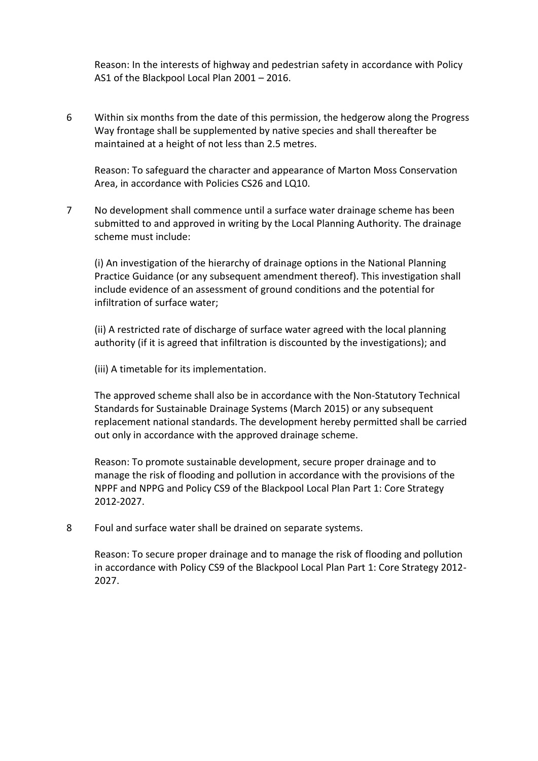Reason: In the interests of highway and pedestrian safety in accordance with Policy AS1 of the Blackpool Local Plan 2001 – 2016.

6 Within six months from the date of this permission, the hedgerow along the Progress Way frontage shall be supplemented by native species and shall thereafter be maintained at a height of not less than 2.5 metres.

Reason: To safeguard the character and appearance of Marton Moss Conservation Area, in accordance with Policies CS26 and LQ10.

7 No development shall commence until a surface water drainage scheme has been submitted to and approved in writing by the Local Planning Authority. The drainage scheme must include:

(i) An investigation of the hierarchy of drainage options in the National Planning Practice Guidance (or any subsequent amendment thereof). This investigation shall include evidence of an assessment of ground conditions and the potential for infiltration of surface water;

(ii) A restricted rate of discharge of surface water agreed with the local planning authority (if it is agreed that infiltration is discounted by the investigations); and

(iii) A timetable for its implementation.

The approved scheme shall also be in accordance with the Non-Statutory Technical Standards for Sustainable Drainage Systems (March 2015) or any subsequent replacement national standards. The development hereby permitted shall be carried out only in accordance with the approved drainage scheme.

Reason: To promote sustainable development, secure proper drainage and to manage the risk of flooding and pollution in accordance with the provisions of the NPPF and NPPG and Policy CS9 of the Blackpool Local Plan Part 1: Core Strategy 2012-2027.

8 Foul and surface water shall be drained on separate systems.

Reason: To secure proper drainage and to manage the risk of flooding and pollution in accordance with Policy CS9 of the Blackpool Local Plan Part 1: Core Strategy 2012-2027.